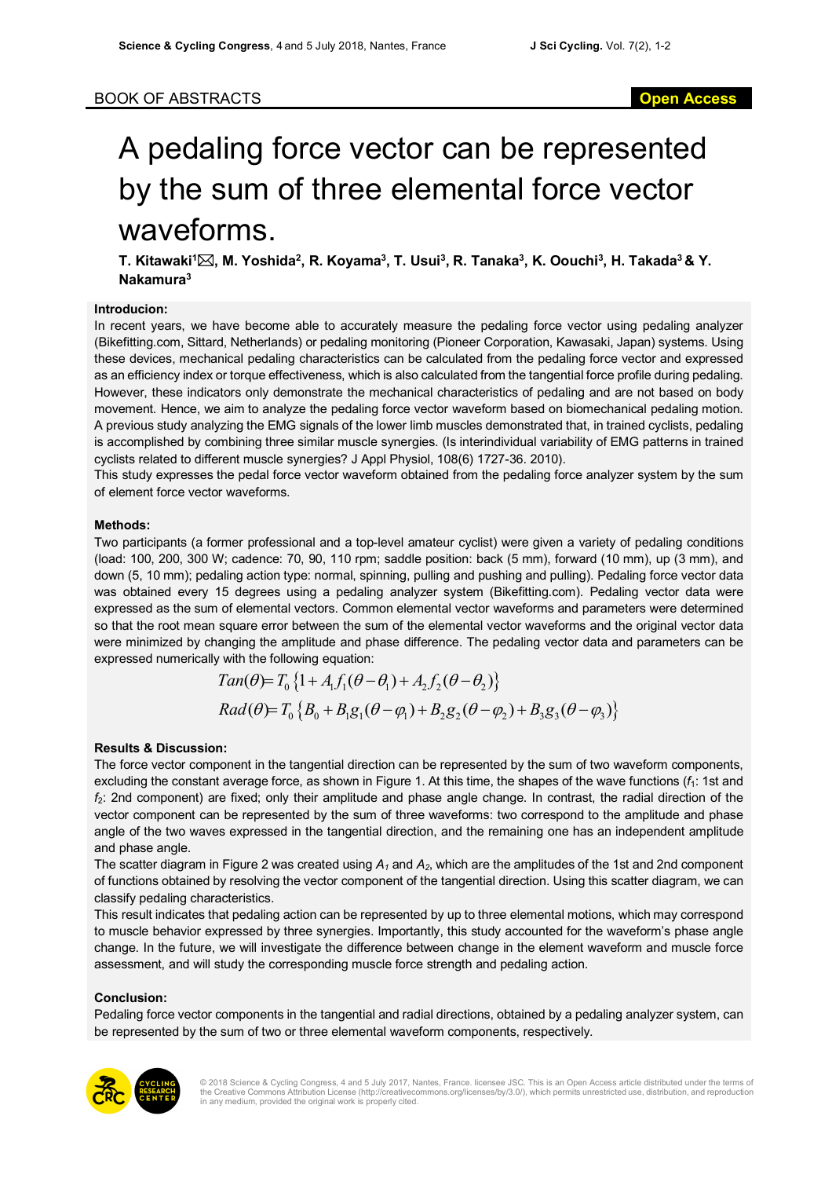BOOK OF ABSTRACTS

Open Access

# A pedaling force vector can be represented by the sum of three elemental force vector waveforms.

**T. Kitawaki[1]✉, M. Yoshida[2], R. Koyama[3], T. Usui[3], R. Tanaka[3], K. Oouchi[3], H. Takada[3] & Y. Nakamura[3]**

### Introducion:

In recent years, we have become able to accurately measure the pedaling force vector using pedaling analyzer (Bikefitting.com, Sittard, Netherlands) or pedaling monitoring (Pioneer Corporation, Kawasaki, Japan) systems. Using these devices, mechanical pedaling characteristics can be calculated from the pedaling force vector and expressed as an efficiency index or torque effectiveness, which is also calculated from the tangential force profile during pedaling. However, these indicators only demonstrate the mechanical characteristics of pedaling and are not based on body movement. Hence, we aim to analyze the pedaling force vector waveform based on biomechanical pedaling motion. A previous study analyzing the EMG signals of the lower limb muscles demonstrated that, in trained cyclists, pedaling is accomplished by combining three similar muscle synergies. (Is interindividual variability of EMG patterns in trained cyclists related to different muscle synergies? J Appl Physiol, 108(6) 1727-36. 2010).

This study expresses the pedal force vector waveform obtained from the pedaling force analyzer system by the sum of element force vector waveforms.

### Methods:

Two participants (a former professional and a top-level amateur cyclist) were given a variety of pedaling conditions (load: 100, 200, 300 W; cadence: 70, 90, 110 rpm; saddle position: back (5 mm), forward (10 mm), up (3 mm), and down (5, 10 mm); pedaling action type: normal, spinning, pulling and pushing and pulling). Pedaling force vector data was obtained every 15 degrees using a pedaling analyzer system (Bikefitting.com). Pedaling vector data were expressed as the sum of elemental vectors. Common elemental vector waveforms and parameters were determined so that the root mean square error between the sum of the elemental vector waveforms and the original vector data were minimized by changing the amplitude and phase difference. The pedaling vector data and parameters can be expressed numerically with the following equation:

$$Tan(\theta) = T_0\left\{1 + A_1 f_1(\theta - \theta_1) + A_2 f_2(\theta - \theta_2)\right\}$$

$$Rad(\theta) = T_0\left\{B_0 + B_1 g_1(\theta - \varphi_1) + B_2 g_2(\theta - \varphi_2) + B_3 g_3(\theta - \varphi_3)\right\}$$

### Results & Discussion:

The force vector component in the tangential direction can be represented by the sum of two waveform components, excluding the constant average force, as shown in Figure 1. At this time, the shapes of the wave functions ($f_1$: 1st and $f_2$: 2nd component) are fixed; only their amplitude and phase angle change. In contrast, the radial direction of the vector component can be represented by the sum of three waveforms: two correspond to the amplitude and phase angle of the two waves expressed in the tangential direction, and the remaining one has an independent amplitude and phase angle.

The scatter diagram in Figure 2 was created using $A_1$ and $A_2$, which are the amplitudes of the 1st and 2nd component of functions obtained by resolving the vector component of the tangential direction. Using this scatter diagram, we can classify pedaling characteristics.

This result indicates that pedaling action can be represented by up to three elemental motions, which may correspond to muscle behavior expressed by three synergies. Importantly, this study accounted for the waveform's phase angle change. In the future, we will investigate the difference between change in the element waveform and muscle force assessment, and will study the corresponding muscle force strength and pedaling action.

### Conclusion:

Pedaling force vector components in the tangential and radial directions, obtained by a pedaling analyzer system, can be represented by the sum of two or three elemental waveform components, respectively.

© 2018 Science & Cycling Congress, 4 and 5 July 2017, Nantes, France. licensee JSC. This is an Open Access article distributed under the terms of the Creative Commons Attribution License (http://creativecommons.org/licenses/by/3.0/), which permits unrestricted use, distribution, and reproduction in any medium, provided the original work is properly cited.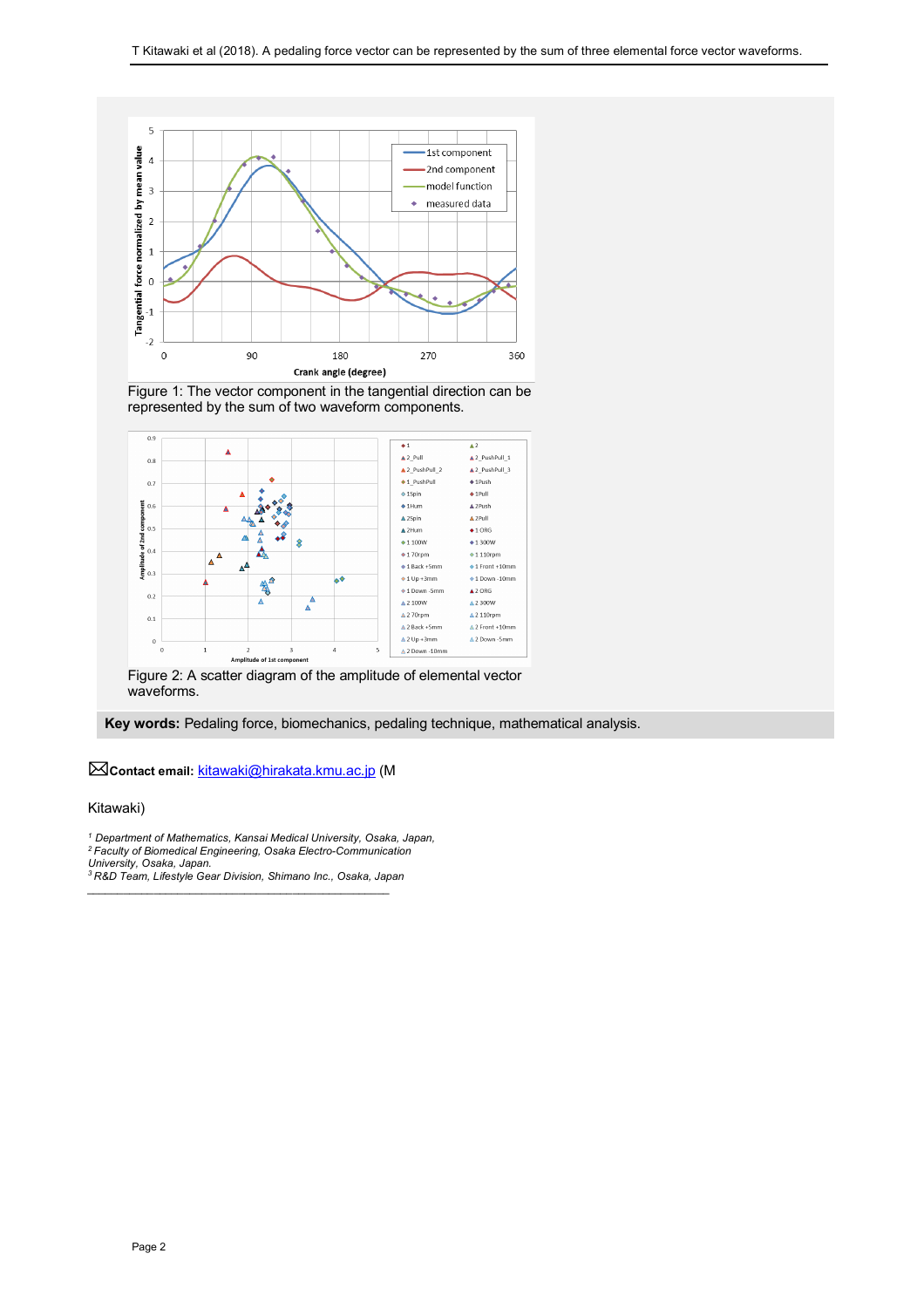5
4
3
2
1
0
-1
-2

Tangential force normalized by mean value

0 90 180 270 360

Crank angle (degree)

1st component
2nd component
model function
measured data

Figure 1: The vector component in the tangential direction can be represented by the sum of two waveform components.

0.9
0.8
0.7
0.6
0.5
0.4
0.3
0.2
0.1
0

Amplitude of 2nd component

0 1 2 3 4 5

Amplitude of 1st component

1, 2, 2_Pull, 2_PushPull_1, 2_PushPull_2, 2_PushPull_3, 1_PushPull, 1Push, 1Spin, 1Pull, 1Hum, 2Push, 2Spin, 2Pull, 2Hum, 1 ORG, 1 100W, 1 300W, 1 70rpm, 1 110rpm, 1 Back +5mm, 1 Front +10mm, 1 Up +3mm, 1 Down -10mm, 1 Down -5mm, 2 ORG, 2 100W, 2 300W, 2 70rpm, 2 110rpm, 2 Back +5mm, 2 Front +10mm, 2 Up +3mm, 2 Down -5mm, 2 Down -10mm

Figure 2: A scatter diagram of the amplitude of elemental vector waveforms.

**Key words:** Pedaling force, biomechanics, pedaling technique, mathematical analysis.

**Contact email:** kitawaki@hirakata.kmu.ac.jp (M Kitawaki)

[1] *Department of Mathematics, Kansai Medical University, Osaka, Japan,*
[2] *Faculty of Biomedical Engineering, Osaka Electro-Communication University, Osaka, Japan.*
[3] *R&D Team, Lifestyle Gear Division, Shimano Inc., Osaka, Japan*